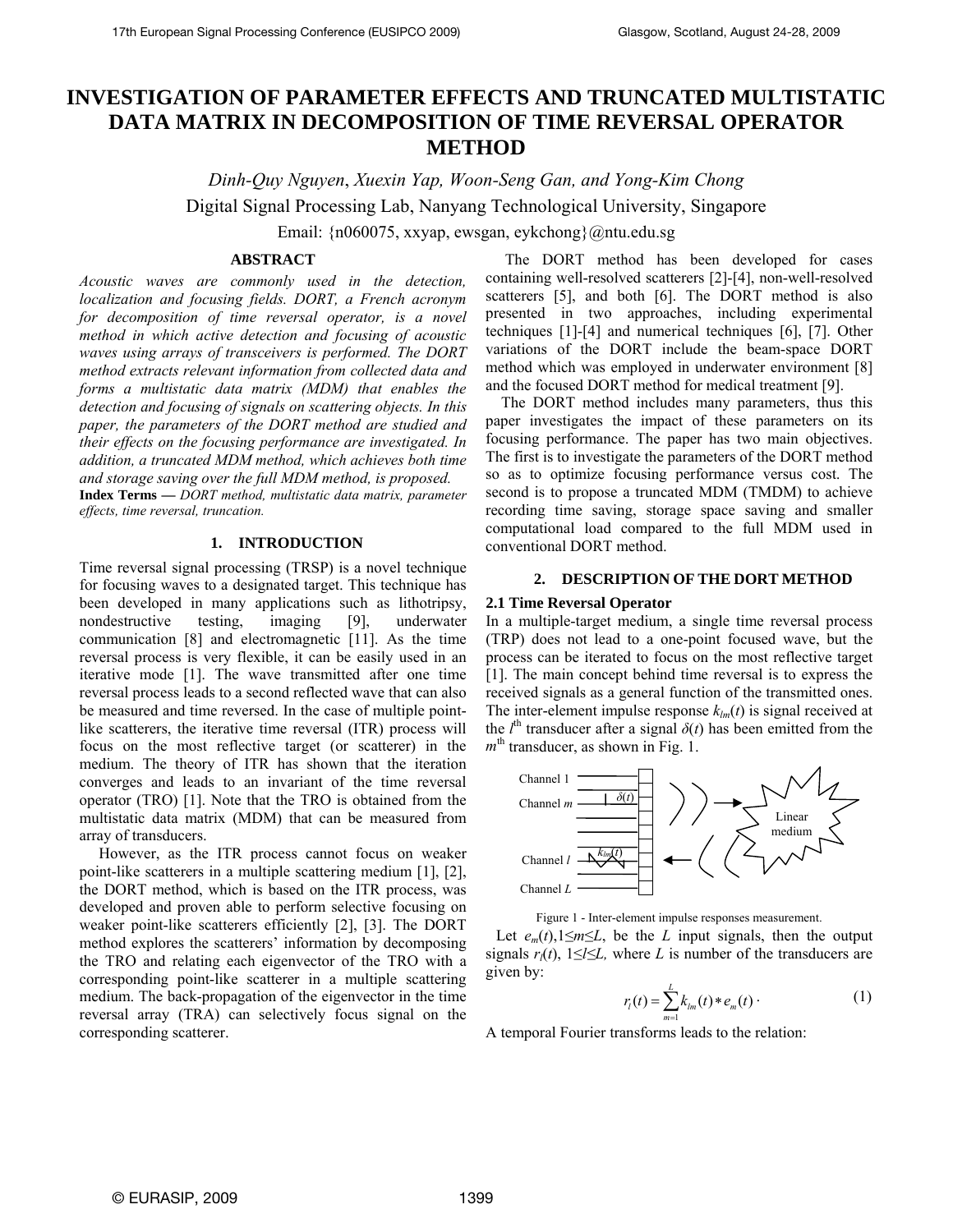# INVESTIGATION OF PARAMETER EFFECTS AND TRUNCATED MULTISTATIC DATA MATRIX IN DECOMPOSITION OF TIME REVERSAL OPERATOR METHOD

*Dinh-Quy Nguyen, Xuexin Yap, Woon-Seng Gan, and Yong-Kim Chong*

Digital Signal Processing Lab, Nanyang Technological University, Singapore

Email: {n060075, xxyap, ewsgan, eykchong}@ntu.edu.sg

## ABSTRACT

*Acoustic waves are commonly used in the detection, localization and focusing fields. DORT, a French acronym for decomposition of time reversal operator, is a novel method in which active detection and focusing of acoustic waves using arrays of transceivers is performed. The DORT method extracts relevant information from collected data and forms a multistatic data matrix (MDM) that enables the detection and focusing of signals on scattering objects. In this paper, the parameters of the DORT method are studied and their effects on the focusing performance are investigated. In addition, a truncated MDM method, which achieves both time and storage saving over the full MDM method, is proposed.*

**Index Terms —** *DORT method, multistatic data matrix, parameter effects, time reversal, truncation.*

## 1. INTRODUCTION

Time reversal signal processing (TRSP) is a novel technique for focusing waves to a designated target. This technique has been developed in many applications such as lithotripsy, nondestructive testing, imaging [9], underwater communication [8] and electromagnetic [11]. As the time reversal process is very flexible, it can be easily used in an iterative mode [1]. The wave transmitted after one time reversal process leads to a second reflected wave that can also be measured and time reversed. In the case of multiple point-like scatterers, the iterative time reversal (ITR) process will focus on the most reflective target (or scatterer) in the medium. The theory of ITR has shown that the iteration converges and leads to an invariant of the time reversal operator (TRO) [1]. Note that the TRO is obtained from the multistatic data matrix (MDM) that can be measured from array of transducers.

However, as the ITR process cannot focus on weaker point-like scatterers in a multiple scattering medium [1], [2], the DORT method, which is based on the ITR process, was developed and proven able to perform selective focusing on weaker point-like scatterers efficiently [2], [3]. The DORT method explores the scatterers' information by decomposing the TRO and relating each eigenvector of the TRO with a corresponding point-like scatterer in a multiple scattering medium. The back-propagation of the eigenvector in the time reversal array (TRA) can selectively focus signal on the corresponding scatterer.

The DORT method has been developed for cases containing well-resolved scatterers [2]-[4], non-well-resolved scatterers [5], and both [6]. The DORT method is also presented in two approaches, including experimental techniques [1]-[4] and numerical techniques [6], [7]. Other variations of the DORT include the beam-space DORT method which was employed in underwater environment [8] and the focused DORT method for medical treatment [9].

The DORT method includes many parameters, thus this paper investigates the impact of these parameters on its focusing performance. The paper has two main objectives. The first is to investigate the parameters of the DORT method so as to optimize focusing performance versus cost. The second is to propose a truncated MDM (TMDM) to achieve recording time saving, storage space saving and smaller computational load compared to the full MDM used in conventional DORT method.

## 2. DESCRIPTION OF THE DORT METHOD

### 2.1 Time Reversal Operator

In a multiple-target medium, a single time reversal process (TRP) does not lead to a one-point focused wave, but the process can be iterated to focus on the most reflective target [1]. The main concept behind time reversal is to express the received signals as a general function of the transmitted ones. The inter-element impulse response $k_{lm}(t)$ is signal received at the $l^{th}$ transducer after a signal $\delta(t)$ has been emitted from the $m^{th}$ transducer, as shown in Fig. 1.

Figure 1 - Inter-element impulse responses measurement.

Let $e_m(t), 1 \le m \le L$, be the $L$ input signals, then the output signals $r_l(t)$, $1 \le l \le L$, where $L$ is number of the transducers are given by:

$$r_l(t) = \sum_{m=1}^{L} k_{lm}(t) * e_m(t) \cdot \tag{1}$$

A temporal Fourier transforms leads to the relation: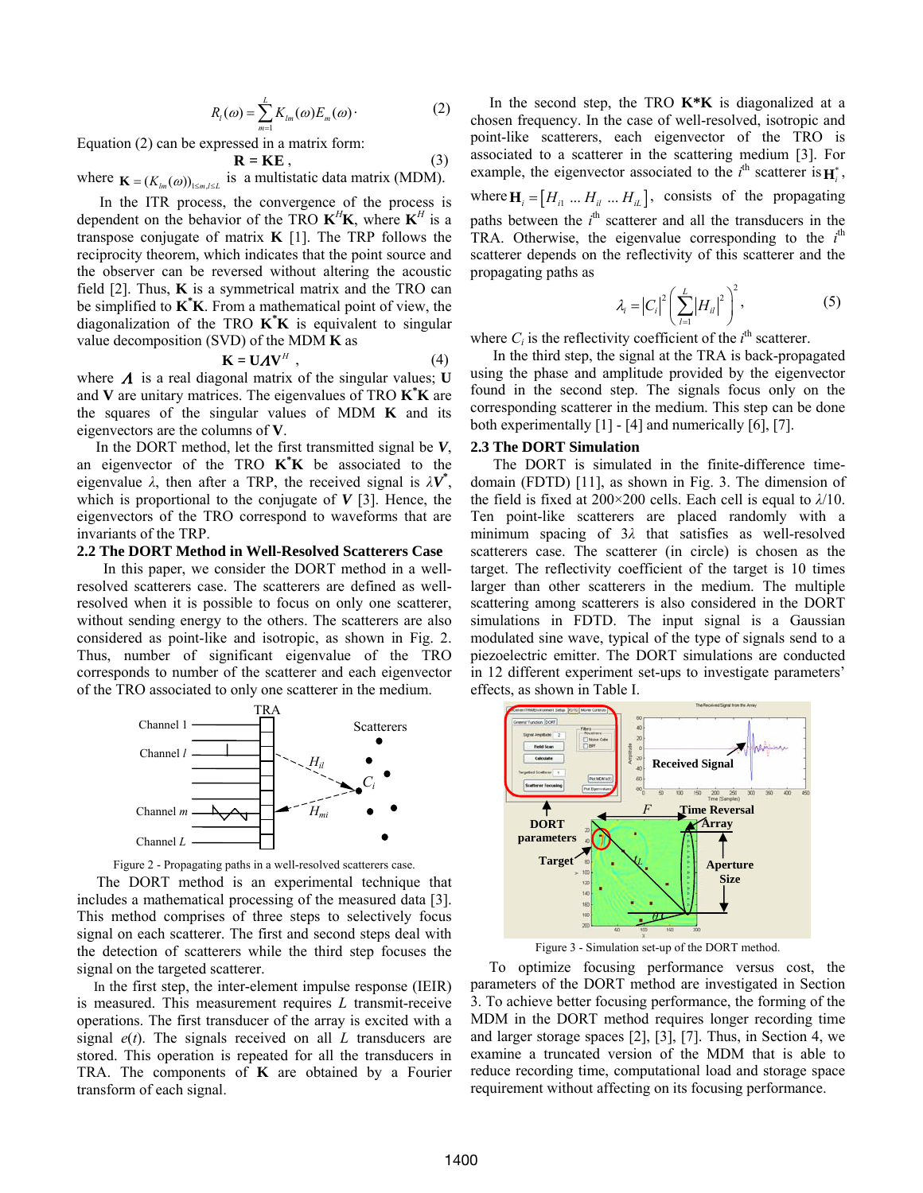$$R_l(\omega) = \sum_{m=1}^{L} K_{lm}(\omega) E_m(\omega) \cdot \quad (2)$$

Equation (2) can be expressed in a matrix form:

$$\mathbf{R} = \mathbf{KE}\,, \quad (3)$$

where $\mathbf{K} = (K_{lm}(\omega))_{1 \le m, l \le L}$ is a multistatic data matrix (MDM).

In the ITR process, the convergence of the process is dependent on the behavior of the TRO $\mathbf{K}^H\mathbf{K}$, where $\mathbf{K}^H$ is a transpose conjugate of matrix $\mathbf{K}$ [1]. The TRP follows the reciprocity theorem, which indicates that the point source and the observer can be reversed without altering the acoustic field [2]. Thus, $\mathbf{K}$ is a symmetrical matrix and the TRO can be simplified to $\mathbf{K}^*\mathbf{K}$. From a mathematical point of view, the diagonalization of the TRO $\mathbf{K}^*\mathbf{K}$ is equivalent to singular value decomposition (SVD) of the MDM $\mathbf{K}$ as

$$\mathbf{K} = \mathbf{U}\Lambda\mathbf{V}^H\,, \quad (4)$$

where $\Lambda$ is a real diagonal matrix of the singular values; $\mathbf{U}$ and $\mathbf{V}$ are unitary matrices. The eigenvalues of TRO $\mathbf{K}^*\mathbf{K}$ are the squares of the singular values of MDM $\mathbf{K}$ and its eigenvectors are the columns of $\mathbf{V}$.

In the DORT method, let the first transmitted signal be $\boldsymbol{V}$, an eigenvector of the TRO $\mathbf{K}^*\mathbf{K}$ be associated to the eigenvalue $\lambda$, then after a TRP, the received signal is $\lambda\boldsymbol{V}^*$, which is proportional to the conjugate of $\boldsymbol{V}$ [3]. Hence, the eigenvectors of the TRO correspond to waveforms that are invariants of the TRP.

### 2.2 The DORT Method in Well-Resolved Scatterers Case

In this paper, we consider the DORT method in a well-resolved scatterers case. The scatterers are defined as well-resolved when it is possible to focus on only one scatterer, without sending energy to the others. The scatterers are also considered as point-like and isotropic, as shown in Fig. 2. Thus, number of significant eigenvalue of the TRO corresponds to number of the scatterer and each eigenvector of the TRO associated to only one scatterer in the medium.

Figure 2 - Propagating paths in a well-resolved scatterers case.

The DORT method is an experimental technique that includes a mathematical processing of the measured data [3]. This method comprises of three steps to selectively focus signal on each scatterer. The first and second steps deal with the detection of scatterers while the third step focuses the signal on the targeted scatterer.

In the first step, the inter-element impulse response (IEIR) is measured. This measurement requires $L$ transmit-receive operations. The first transducer of the array is excited with a signal $e(t)$. The signals received on all $L$ transducers are stored. This operation is repeated for all the transducers in TRA. The components of $\mathbf{K}$ are obtained by a Fourier transform of each signal.

In the second step, the TRO $\mathbf{K}^*\mathbf{K}$ is diagonalized at a chosen frequency. In the case of well-resolved, isotropic and point-like scatterers, each eigenvector of the TRO is associated to a scatterer in the scattering medium [3]. For example, the eigenvector associated to the $i^{th}$ scatterer is $\mathbf{H}_i^*$, where $\mathbf{H}_i = [H_{i1} \ldots H_{il} \ldots H_{iL}]$, consists of the propagating paths between the $i^{th}$ scatterer and all the transducers in the TRA. Otherwise, the eigenvalue corresponding to the $i^{th}$ scatterer depends on the reflectivity of this scatterer and the propagating paths as

$$\lambda_i = |C_i|^2 \left( \sum_{l=1}^{L} |H_{il}|^2 \right)^2, \quad (5)$$

where $C_i$ is the reflectivity coefficient of the $i^{th}$ scatterer.

In the third step, the signal at the TRA is back-propagated using the phase and amplitude provided by the eigenvector found in the second step. The signals focus only on the corresponding scatterer in the medium. This step can be done both experimentally [1] - [4] and numerically [6], [7].

### 2.3 The DORT Simulation

The DORT is simulated in the finite-difference time-domain (FDTD) [11], as shown in Fig. 3. The dimension of the field is fixed at 200×200 cells. Each cell is equal to $\lambda$/10. Ten point-like scatterers are placed randomly with a minimum spacing of 3$\lambda$ that satisfies as well-resolved scatterers case. The scatterer (in circle) is chosen as the target. The reflectivity coefficient of the target is 10 times larger than other scatterers in the medium. The multiple scattering among scatterers is also considered in the DORT simulations in FDTD. The input signal is a Gaussian modulated sine wave, typical of the type of signals send to a piezoelectric emitter. The DORT simulations are conducted in 12 different experiment set-ups to investigate parameters' effects, as shown in Table I.

Figure 3 - Simulation set-up of the DORT method.

To optimize focusing performance versus cost, the parameters of the DORT method are investigated in Section 3. To achieve better focusing performance, the forming of the MDM in the DORT method requires longer recording time and larger storage spaces [2], [3], [7]. Thus, in Section 4, we examine a truncated version of the MDM that is able to reduce recording time, computational load and storage space requirement without affecting on its focusing performance.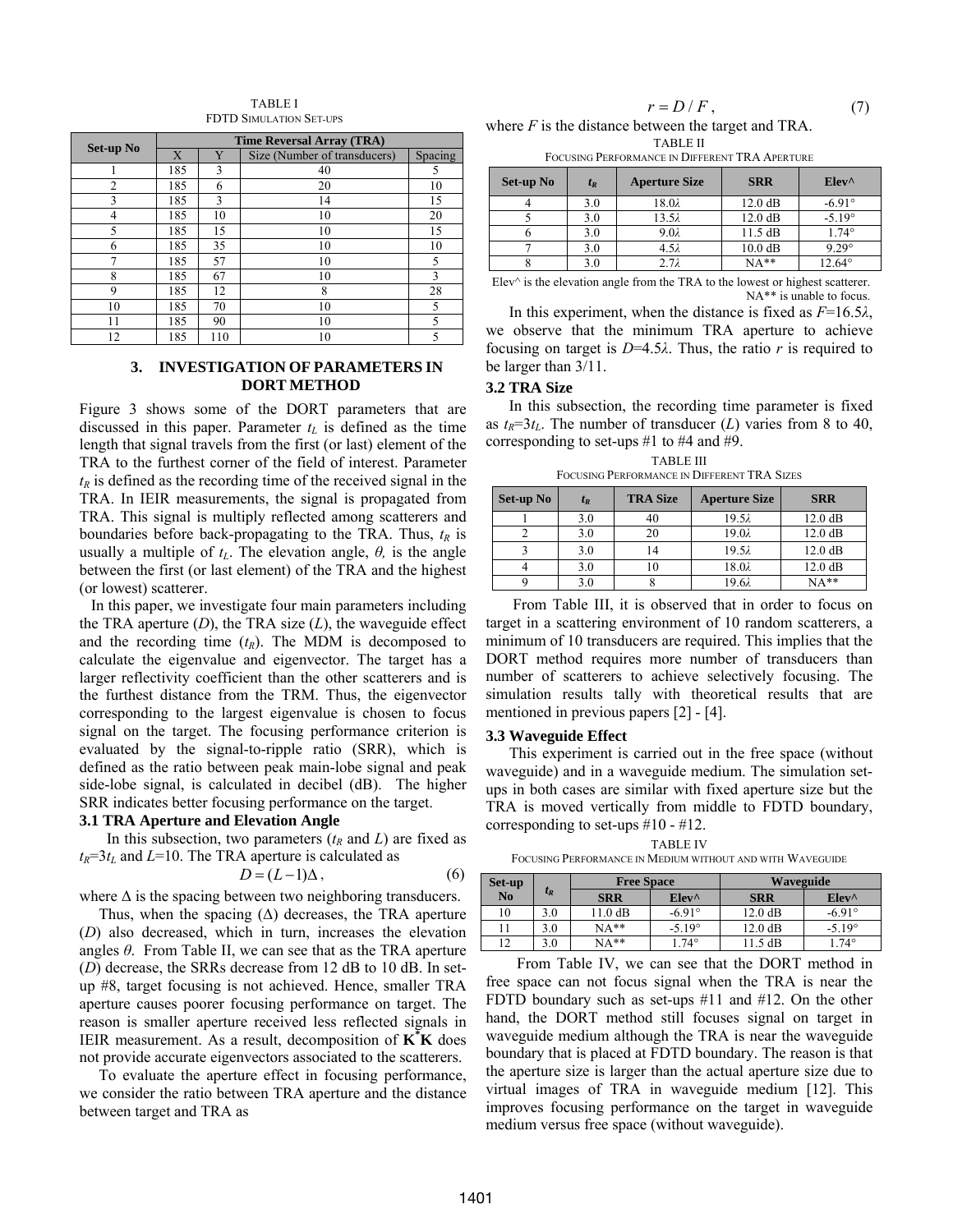TABLE I
FDTD SIMULATION SET-UPS

| Set-up No | Time Reversal Array (TRA) | | | |
|---|---|---|---|---|
| | X | Y | Size (Number of transducers) | Spacing |
| 1 | 185 | 3 | 40 | 5 |
| 2 | 185 | 6 | 20 | 10 |
| 3 | 185 | 3 | 14 | 15 |
| 4 | 185 | 10 | 10 | 20 |
| 5 | 185 | 15 | 10 | 15 |
| 6 | 185 | 35 | 10 | 10 |
| 7 | 185 | 57 | 10 | 5 |
| 8 | 185 | 67 | 10 | 3 |
| 9 | 185 | 12 | 8 | 28 |
| 10 | 185 | 70 | 10 | 5 |
| 11 | 185 | 90 | 10 | 5 |
| 12 | 185 | 110 | 10 | 5 |

## 3. INVESTIGATION OF PARAMETERS IN DORT METHOD

Figure 3 shows some of the DORT parameters that are discussed in this paper. Parameter $t_L$ is defined as the time length that signal travels from the first (or last) element of the TRA to the furthest corner of the field of interest. Parameter $t_R$ is defined as the recording time of the received signal in the TRA. In IEIR measurements, the signal is propagated from TRA. This signal is multiply reflected among scatterers and boundaries before back-propagating to the TRA. Thus, $t_R$ is usually a multiple of $t_L$. The elevation angle, $\theta$, is the angle between the first (or last element) of the TRA and the highest (or lowest) scatterer.

In this paper, we investigate four main parameters including the TRA aperture ($D$), the TRA size ($L$), the waveguide effect and the recording time ($t_R$). The MDM is decomposed to calculate the eigenvalue and eigenvector. The target has a larger reflectivity coefficient than the other scatterers and is the furthest distance from the TRM. Thus, the eigenvector corresponding to the largest eigenvalue is chosen to focus signal on the target. The focusing performance criterion is evaluated by the signal-to-ripple ratio (SRR), which is defined as the ratio between peak main-lobe signal and peak side-lobe signal, is calculated in decibel (dB). The higher SRR indicates better focusing performance on the target.

### 3.1 TRA Aperture and Elevation Angle

In this subsection, two parameters ($t_R$ and $L$) are fixed as $t_R$=3$t_L$ and $L$=10. The TRA aperture is calculated as

$$D = (L-1)\Delta, \tag{6}$$

where $\Delta$ is the spacing between two neighboring transducers.

Thus, when the spacing ($\Delta$) decreases, the TRA aperture ($D$) also decreased, which in turn, increases the elevation angles $\theta$. From Table II, we can see that as the TRA aperture ($D$) decrease, the SRRs decrease from 12 dB to 10 dB. In set-up #8, target focusing is not achieved. Hence, smaller TRA aperture causes poorer focusing performance on target. The reason is smaller aperture received less reflected signals in IEIR measurement. As a result, decomposition of $\mathbf{K}^*\mathbf{K}$ does not provide accurate eigenvectors associated to the scatterers.

To evaluate the aperture effect in focusing performance, we consider the ratio between TRA aperture and the distance between target and TRA as

$$r = D / F, \tag{7}$$

where $F$ is the distance between the target and TRA.

TABLE II
FOCUSING PERFORMANCE IN DIFFERENT TRA APERTURE

| Set-up No | $t_R$ | Aperture Size | SRR | Elev^ |
|---|---|---|---|---|
| 4 | 3.0 | 18.0$\lambda$ | 12.0 dB | -6.91° |
| 5 | 3.0 | 13.5$\lambda$ | 12.0 dB | -5.19° |
| 6 | 3.0 | 9.0$\lambda$ | 11.5 dB | 1.74° |
| 7 | 3.0 | 4.5$\lambda$ | 10.0 dB | 9.29° |
| 8 | 3.0 | 2.7$\lambda$ | NA** | 12.64° |

Elev^ is the elevation angle from the TRA to the lowest or highest scatterer.
NA** is unable to focus.

In this experiment, when the distance is fixed as $F$=16.5$\lambda$, we observe that the minimum TRA aperture to achieve focusing on target is $D$=4.5$\lambda$. Thus, the ratio $r$ is required to be larger than 3/11.

### 3.2 TRA Size

In this subsection, the recording time parameter is fixed as $t_R$=3$t_L$. The number of transducer ($L$) varies from 8 to 40, corresponding to set-ups #1 to #4 and #9.

TABLE III
FOCUSING PERFORMANCE IN DIFFERENT TRA SIZES

| Set-up No | $t_R$ | TRA Size | Aperture Size | SRR |
|---|---|---|---|---|
| 1 | 3.0 | 40 | 19.5$\lambda$ | 12.0 dB |
| 2 | 3.0 | 20 | 19.0$\lambda$ | 12.0 dB |
| 3 | 3.0 | 14 | 19.5$\lambda$ | 12.0 dB |
| 4 | 3.0 | 10 | 18.0$\lambda$ | 12.0 dB |
| 9 | 3.0 | 8 | 19.6$\lambda$ | NA** |

From Table III, it is observed that in order to focus on target in a scattering environment of 10 random scatterers, a minimum of 10 transducers are required. This implies that the DORT method requires more number of transducers than number of scatterers to achieve selectively focusing. The simulation results tally with theoretical results that are mentioned in previous papers [2] - [4].

### 3.3 Waveguide Effect

This experiment is carried out in the free space (without waveguide) and in a waveguide medium. The simulation set-ups in both cases are similar with fixed aperture size but the TRA is moved vertically from middle to FDTD boundary, corresponding to set-ups #10 - #12.

TABLE IV
FOCUSING PERFORMANCE IN MEDIUM WITHOUT AND WITH WAVEGUIDE

| Set-up No | $t_R$ | Free Space | | Waveguide | |
|---|---|---|---|---|---|
| | | SRR | Elev^ | SRR | Elev^ |
| 10 | 3.0 | 11.0 dB | -6.91° | 12.0 dB | -6.91° |
| 11 | 3.0 | NA** | -5.19° | 12.0 dB | -5.19° |
| 12 | 3.0 | NA** | 1.74° | 11.5 dB | 1.74° |

From Table IV, we can see that the DORT method in free space can not focus signal when the TRA is near the FDTD boundary such as set-ups #11 and #12. On the other hand, the DORT method still focuses signal on target in waveguide medium although the TRA is near the waveguide boundary that is placed at FDTD boundary. The reason is that the aperture size is larger than the actual aperture size due to virtual images of TRA in waveguide medium [12]. This improves focusing performance on the target in waveguide medium versus free space (without waveguide).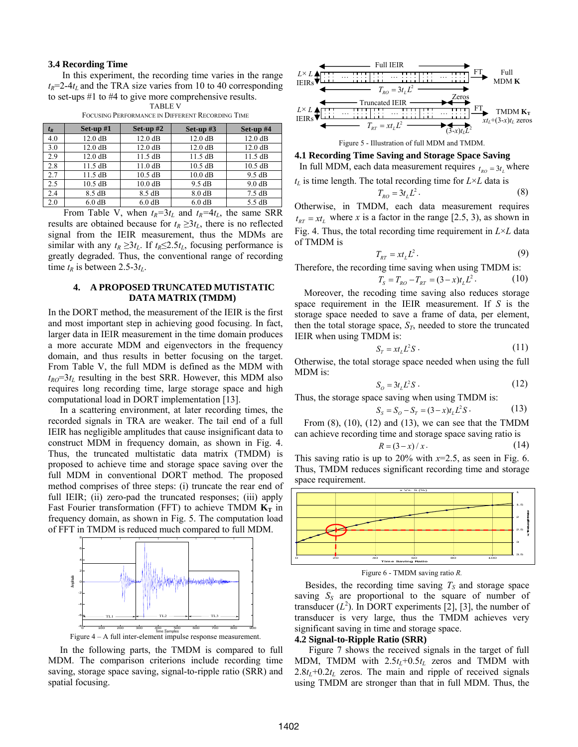### 3.4 Recording Time

In this experiment, the recording time varies in the range $t_R$=2-4$t_L$ and the TRA size varies from 10 to 40 corresponding to set-ups #1 to #4 to give more comprehensive results.

TABLE V
FOCUSING PERFORMANCE IN DIFFERENT RECORDING TIME

| $t_R$ | Set-up #1 | Set-up #2 | Set-up #3 | Set-up #4 |
|---|---|---|---|---|
| 4.0 | 12.0 dB | 12.0 dB | 12.0 dB | 12.0 dB |
| 3.0 | 12.0 dB | 12.0 dB | 12.0 dB | 12.0 dB |
| 2.9 | 12.0 dB | 11.5 dB | 11.5 dB | 11.5 dB |
| 2.8 | 11.5 dB | 11.0 dB | 10.5 dB | 10.5 dB |
| 2.7 | 11.5 dB | 10.5 dB | 10.0 dB | 9.5 dB |
| 2.5 | 10.5 dB | 10.0 dB | 9.5 dB | 9.0 dB |
| 2.4 | 8.5 dB | 8.5 dB | 8.0 dB | 7.5 dB |
| 2.0 | 6.0 dB | 6.0 dB | 6.0 dB | 5.5 dB |

From Table V, when $t_R$=3$t_L$ and $t_R$=4$t_L$, the same SRR results are obtained because for $t_R \geq 3t_L$, there is no reflected signal from the IEIR measurement, thus the MDMs are similar with any $t_R \geq 3t_L$. If $t_R \leq 2.5t_L$, focusing performance is greatly degraded. Thus, the conventional range of recording time $t_R$ is between 2.5-3$t_L$.

## 4. A PROPOSED TRUNCATED MUTISTATIC DATA MATRIX (TMDM)

In the DORT method, the measurement of the IEIR is the first and most important step in achieving good focusing. In fact, larger data in IEIR measurement in the time domain produces a more accurate MDM and eigenvectors in the frequency domain, and thus results in better focusing on the target. From Table V, the full MDM is defined as the MDM with $t_{RO}$=3$t_L$ resulting in the best SRR. However, this MDM also requires long recording time, large storage space and high computational load in DORT implementation [13].

In a scattering environment, at later recording times, the recorded signals in TRA are weaker. The tail end of a full IEIR has negligible amplitudes that cause insignificant data to construct MDM in frequency domain, as shown in Fig. 4. Thus, the truncated multistatic data matrix (TMDM) is proposed to achieve time and storage space saving over the full MDM in conventional DORT method. The proposed method comprises of three steps: (i) truncate the rear end of full IEIR; (ii) zero-pad the truncated responses; (iii) apply Fast Fourier transformation (FFT) to achieve TMDM $\mathbf{K_T}$ in frequency domain, as shown in Fig. 5. The computation load of FFT in TMDM is reduced much compared to full MDM.

Figure 4 – A full inter-element impulse response measurement.

In the following parts, the TMDM is compared to full MDM. The comparison criterions include recording time saving, storage space saving, signal-to-ripple ratio (SRR) and spatial focusing.

Figure 5 - Illustration of full MDM and TMDM.

### 4.1 Recording Time Saving and Storage Space Saving

In full MDM, each data measurement requires $t_{RO} = 3t_L$ where $t_L$ is time length. The total recording time for $L \times L$ data is

$$T_{RO} = 3t_L L^2. \tag{8}$$

Otherwise, in TMDM, each data measurement requires $t_{RT} = xt_L$ where $x$ is a factor in the range [2.5, 3), as shown in Fig. 4. Thus, the total recording time requirement in $L \times L$ data of TMDM is

$$T_{RT} = xt_L L^2. \tag{9}$$

Therefore, the recording time saving when using TMDM is:

$$T_S = T_{RO} - T_{RT} = (3-x)t_L L^2. \tag{10}$$

Moreover, the recoding time saving also reduces storage space requirement in the IEIR measurement. If $S$ is the storage space needed to save a frame of data, per element, then the total storage space, $S_T$, needed to store the truncated IEIR when using TMDM is:

$$S_T = xt_L L^2 S. \tag{11}$$

Otherwise, the total storage space needed when using the full MDM is:

$$S_O = 3t_L L^2 S. \tag{12}$$

Thus, the storage space saving when using TMDM is:

$$S_S = S_O - S_T = (3-x)t_L L^2 S. \tag{13}$$

From (8), (10), (12) and (13), we can see that the TMDM can achieve recording time and storage space saving ratio is

$$R = (3-x)/x. \tag{14}$$

This saving ratio is up to 20% with $x$=2.5, as seen in Fig. 6. Thus, TMDM reduces significant recording time and storage space requirement.

Figure 6 - TMDM saving ratio $R$.

Besides, the recording time saving $T_S$ and storage space saving $S_S$ are proportional to the square of number of transducer ($L^2$). In DORT experiments [2], [3], the number of transducer is very large, thus the TMDM achieves very significant saving in time and storage space.

### 4.2 Signal-to-Ripple Ratio (SRR)

Figure 7 shows the received signals in the target of full MDM, TMDM with 2.5$t_L$+0.5$t_L$ zeros and TMDM with 2.8$t_L$+0.2$t_L$ zeros. The main and ripple of received signals using TMDM are stronger than that in full MDM. Thus, the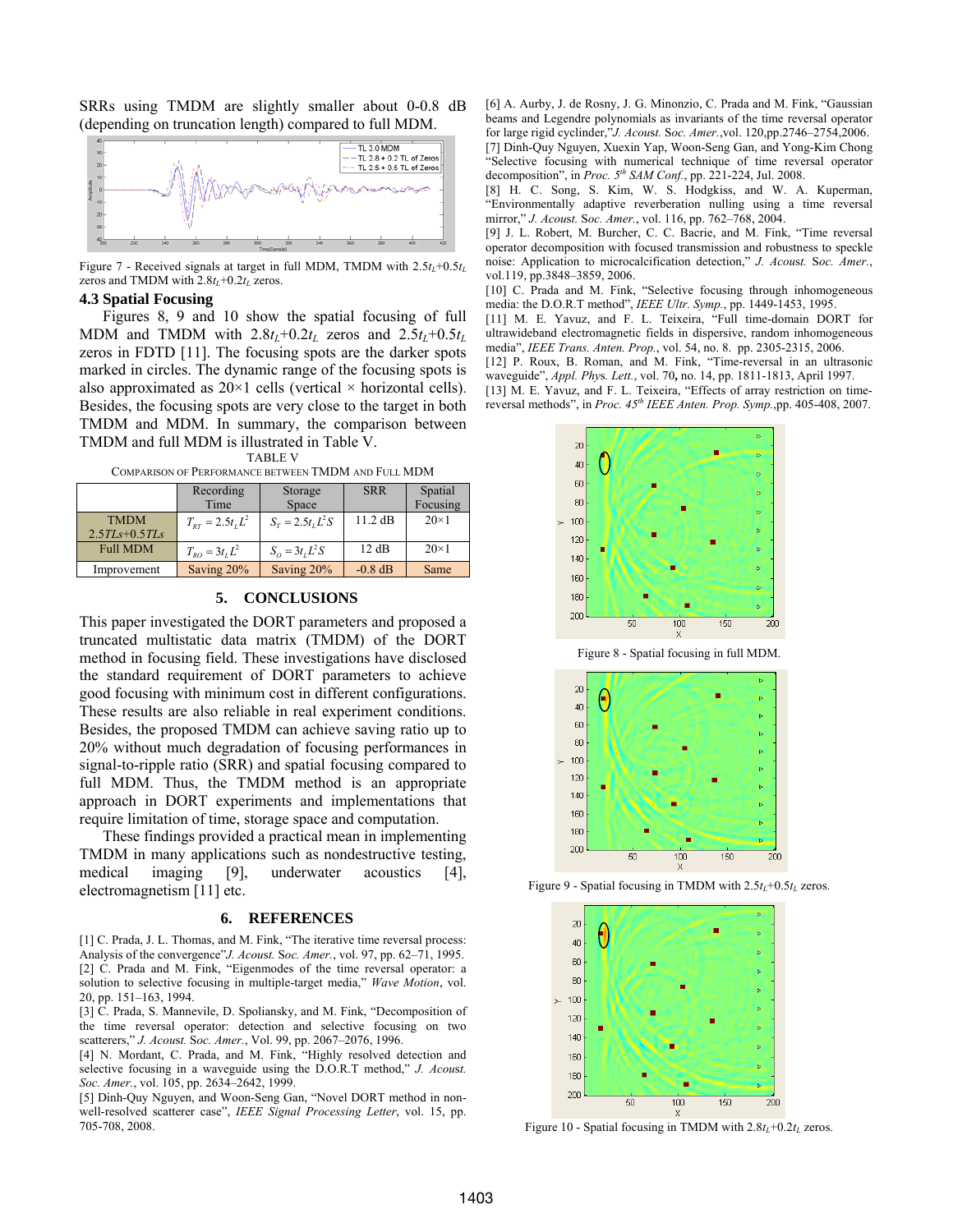SRRs using TMDM are slightly smaller about 0-0.8 dB (depending on truncation length) compared to full MDM.

TL 3.0 MDM
TL 2.8 + 0.2 TL of Zeros
TL 2.5 + 0.5 TL of Zeros
Amplitude
Time(Sample)

Figure 7 - Received signals at target in full MDM, TMDM with $2.5t_L$+$0.5t_L$ zeros and TMDM with $2.8t_L$+$0.2t_L$ zeros.

### 4.3 Spatial Focusing

Figures 8, 9 and 10 show the spatial focusing of full MDM and TMDM with $2.8t_L$+$0.2t_L$ zeros and $2.5t_L$+$0.5t_L$ zeros in FDTD [11]. The focusing spots are the darker spots marked in circles. The dynamic range of the focusing spots is also approximated as 20×1 cells (vertical × horizontal cells). Besides, the focusing spots are very close to the target in both TMDM and MDM. In summary, the comparison between TMDM and full MDM is illustrated in Table V.

TABLE V
COMPARISON OF PERFORMANCE BETWEEN TMDM AND FULL MDM

| | Recording Time | Storage Space | SRR | Spatial Focusing |
|---|---|---|---|---|
| TMDM 2.5*TLs*+0.5*TLs* | $T_{RT} = 2.5t_L L^2$ | $S_T = 2.5t_L L^2 S$ | 11.2 dB | 20×1 |
| Full MDM | $T_{RO} = 3t_L L^2$ | $S_O = 3t_L L^2 S$ | 12 dB | 20×1 |
| Improvement | Saving 20% | Saving 20% | -0.8 dB | Same |

## 5. CONCLUSIONS

This paper investigated the DORT parameters and proposed a truncated multistatic data matrix (TMDM) of the DORT method in focusing field. These investigations have disclosed the standard requirement of DORT parameters to achieve good focusing with minimum cost in different configurations. These results are also reliable in real experiment conditions. Besides, the proposed TMDM can achieve saving ratio up to 20% without much degradation of focusing performances in signal-to-ripple ratio (SRR) and spatial focusing compared to full MDM. Thus, the TMDM method is an appropriate approach in DORT experiments and implementations that require limitation of time, storage space and computation.

These findings provided a practical mean in implementing TMDM in many applications such as nondestructive testing, medical imaging [9], underwater acoustics [4], electromagnetism [11] etc.

## 6. REFERENCES

[1] C. Prada, J. L. Thomas, and M. Fink, "The iterative time reversal process: Analysis of the convergence"*J. Acoust. Soc. Amer.*, vol. 97, pp. 62–71, 1995.
[2] C. Prada and M. Fink, "Eigenmodes of the time reversal operator: a solution to selective focusing in multiple-target media," *Wave Motion*, vol. 20, pp. 151–163, 1994.
[3] C. Prada, S. Mannevile, D. Spoliansky, and M. Fink, "Decomposition of the time reversal operator: detection and selective focusing on two scatterers," *J. Acoust. Soc. Amer.*, Vol. 99, pp. 2067–2076, 1996.
[4] N. Mordant, C. Prada, and M. Fink, "Highly resolved detection and selective focusing in a waveguide using the D.O.R.T method," *J. Acoust. Soc. Amer.*, vol. 105, pp. 2634–2642, 1999.
[5] Dinh-Quy Nguyen, and Woon-Seng Gan, "Novel DORT method in non-well-resolved scatterer case", *IEEE Signal Processing Letter*, vol. 15, pp. 705-708, 2008.
[6] A. Aurby, J. de Rosny, J. G. Minonzio, C. Prada and M. Fink, "Gaussian beams and Legendre polynomials as invariants of the time reversal operator for large rigid cyclinder,"*J. Acoust. Soc. Amer.*,vol. 120,pp.2746–2754,2006.
[7] Dinh-Quy Nguyen, Xuexin Yap, Woon-Seng Gan, and Yeong-Kim Chong "Selective focusing with numerical technique of time reversal operator decomposition", in *Proc. 5th SAM Conf.*, pp. 221-224, Jul. 2008.
[8] H. C. Song, S. Kim, W. S. Hodgkiss, and W. A. Kuperman, "Environmentally adaptive reverberation nulling using a time reversal mirror," *J. Acoust. Soc. Amer.*, vol. 116, pp. 762–768, 2004.
[9] J. L. Robert, M. Burcher, C. C. Bacrie, and M. Fink, "Time reversal operator decomposition with focused transmission and robustness to speckle noise: Application to microcalcification detection," *J. Acoust. Soc. Amer.*, vol.119, pp.3848–3859, 2006.
[10] C. Prada and M. Fink, "Selective focusing through inhomogeneous media: the D.O.R.T method", *IEEE Ultr. Symp.*, pp. 1449-1453, 1995.
[11] M. E. Yavuz, and F. L. Teixeira, "Full time-domain DORT for ultrawideband electromagnetic fields in dispersive, random inhomogeneous media", *IEEE Trans. Anten. Prop.*, vol. 54, no. 8. pp. 2305-2315, 2006.
[12] P. Roux, B. Roman, and M. Fink, "Time-reversal in an ultrasonic waveguide", *Appl. Phys. Lett.*, vol. 70, no. 14, pp. 1811-1813, April 1997.
[13] M. E. Yavuz, and F. L. Teixeira, "Effects of array restriction on time-reversal methods", in *Proc. 45th IEEE Anten. Prop. Symp.*,pp. 405-408, 2007.

Y
X

Figure 8 - Spatial focusing in full MDM.

Y
X

Figure 9 - Spatial focusing in TMDM with $2.5t_L$+$0.5t_L$ zeros.

Y
X

Figure 10 - Spatial focusing in TMDM with $2.8t_L$+$0.2t_L$ zeros.